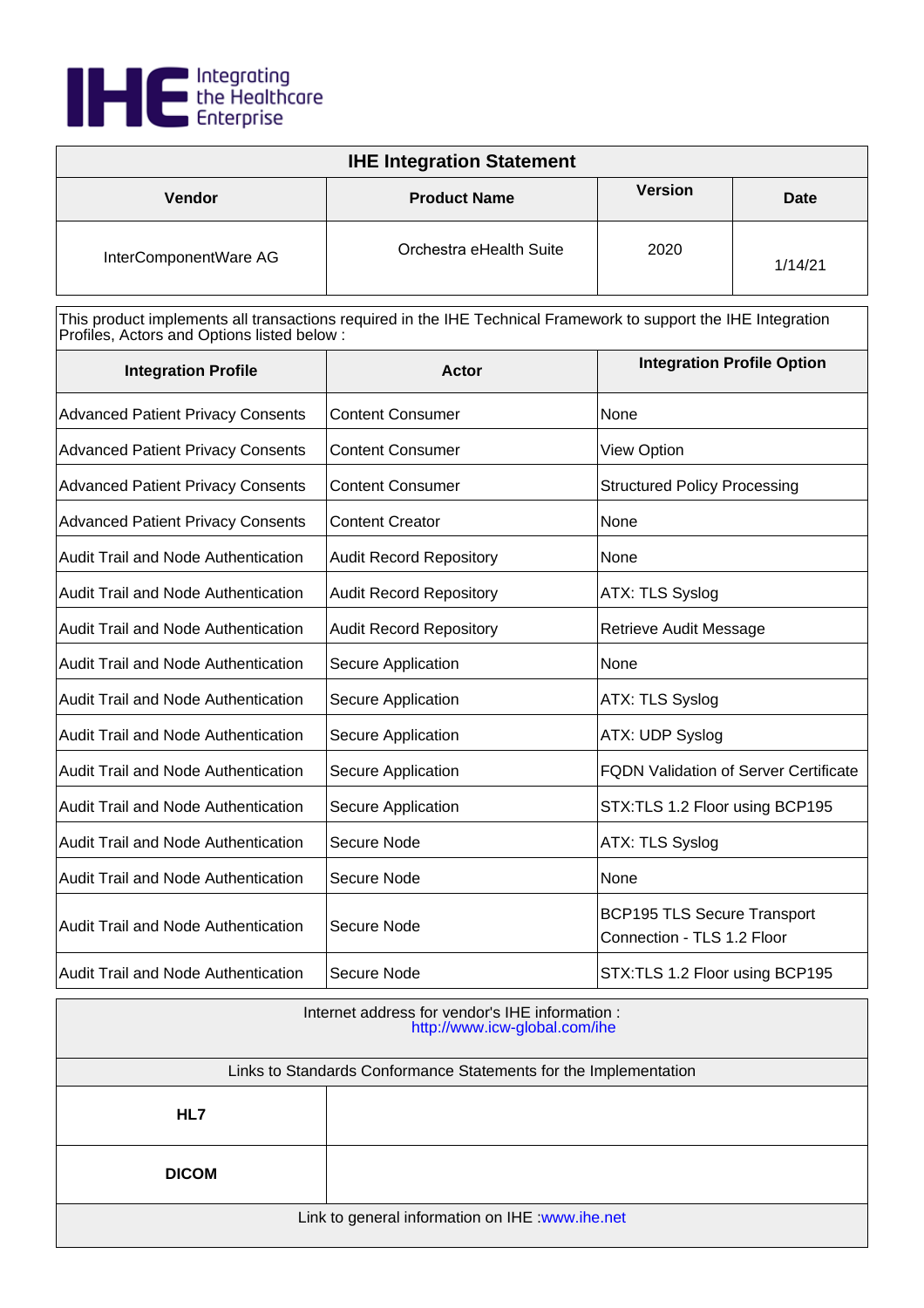Integrating the Healthcare Enterprise

| IHE Integration Statement | | | |
|---|---|---|---|
| **Vendor** | **Product Name** | **Version** | **Date** |
| InterComponentWare AG | Orchestra eHealth Suite | 2020 | 1/14/21 |

This product implements all transactions required in the IHE Technical Framework to support the IHE Integration Profiles, Actors and Options listed below :

| Integration Profile | Actor | Integration Profile Option |
|---|---|---|
| Advanced Patient Privacy Consents | Content Consumer | None |
| Advanced Patient Privacy Consents | Content Consumer | View Option |
| Advanced Patient Privacy Consents | Content Consumer | Structured Policy Processing |
| Advanced Patient Privacy Consents | Content Creator | None |
| Audit Trail and Node Authentication | Audit Record Repository | None |
| Audit Trail and Node Authentication | Audit Record Repository | ATX: TLS Syslog |
| Audit Trail and Node Authentication | Audit Record Repository | Retrieve Audit Message |
| Audit Trail and Node Authentication | Secure Application | None |
| Audit Trail and Node Authentication | Secure Application | ATX: TLS Syslog |
| Audit Trail and Node Authentication | Secure Application | ATX: UDP Syslog |
| Audit Trail and Node Authentication | Secure Application | FQDN Validation of Server Certificate |
| Audit Trail and Node Authentication | Secure Application | STX:TLS 1.2 Floor using BCP195 |
| Audit Trail and Node Authentication | Secure Node | ATX: TLS Syslog |
| Audit Trail and Node Authentication | Secure Node | None |
| Audit Trail and Node Authentication | Secure Node | BCP195 TLS Secure Transport Connection - TLS 1.2 Floor |
| Audit Trail and Node Authentication | Secure Node | STX:TLS 1.2 Floor using BCP195 |

| Internet address for vendor's IHE information : http://www.icw-global.com/ihe | |
|---|---|
| Links to Standards Conformance Statements for the Implementation | |
| **HL7** | |
| **DICOM** | |
| Link to general information on IHE :www.ihe.net | |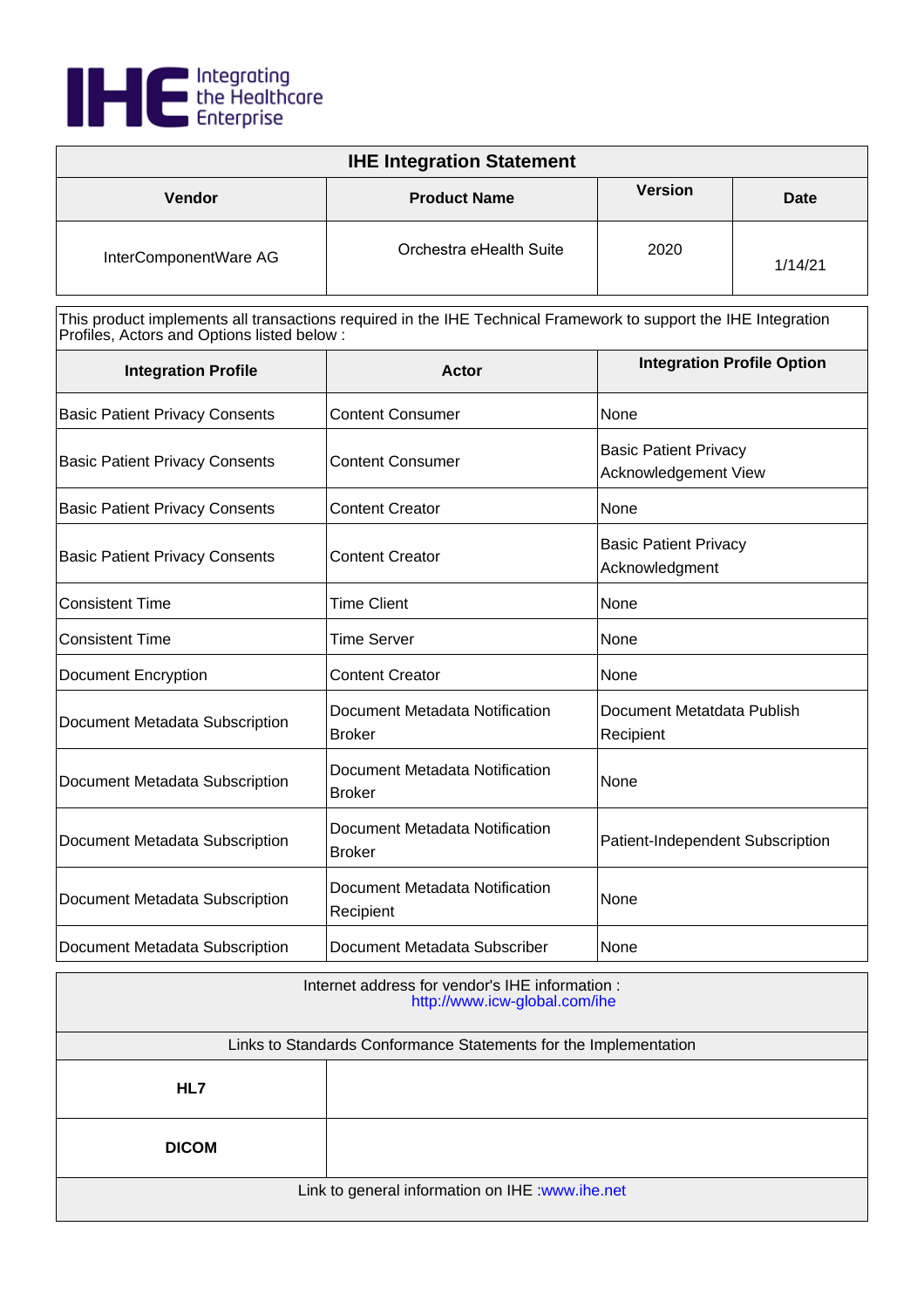Integrating the Healthcare Enterprise

| IHE Integration Statement | | | |
|---|---|---|---|
| **Vendor** | **Product Name** | **Version** | **Date** |
| InterComponentWare AG | Orchestra eHealth Suite | 2020 | 1/14/21 |

This product implements all transactions required in the IHE Technical Framework to support the IHE Integration Profiles, Actors and Options listed below :

| Integration Profile | Actor | Integration Profile Option |
|---|---|---|
| Basic Patient Privacy Consents | Content Consumer | None |
| Basic Patient Privacy Consents | Content Consumer | Basic Patient Privacy Acknowledgement View |
| Basic Patient Privacy Consents | Content Creator | None |
| Basic Patient Privacy Consents | Content Creator | Basic Patient Privacy Acknowledgment |
| Consistent Time | Time Client | None |
| Consistent Time | Time Server | None |
| Document Encryption | Content Creator | None |
| Document Metadata Subscription | Document Metadata Notification Broker | Document Metatdata Publish Recipient |
| Document Metadata Subscription | Document Metadata Notification Broker | None |
| Document Metadata Subscription | Document Metadata Notification Broker | Patient-Independent Subscription |
| Document Metadata Subscription | Document Metadata Notification Recipient | None |
| Document Metadata Subscription | Document Metadata Subscriber | None |

| Internet address for vendor's IHE information : http://www.icw-global.com/ihe | |
|---|---|
| Links to Standards Conformance Statements for the Implementation | |
| **HL7** | |
| **DICOM** | |
| Link to general information on IHE :www.ihe.net | |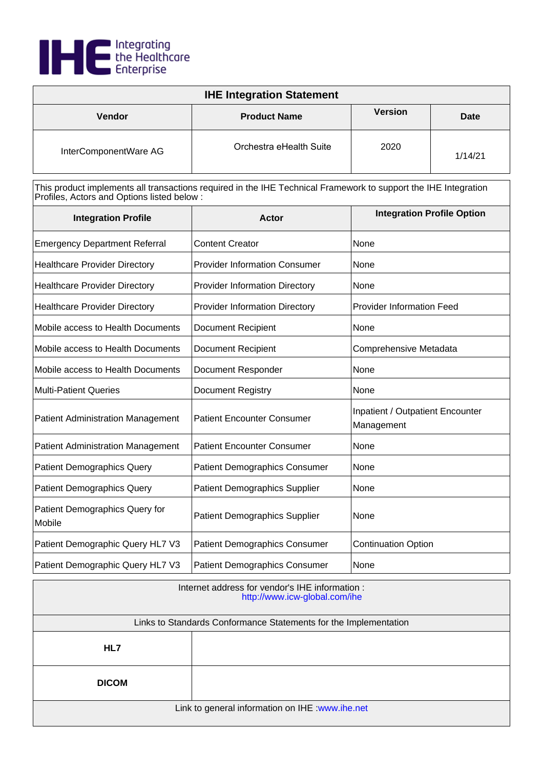# IHE Integration Statement

| Vendor | Product Name | Version | Date |
|---|---|---|---|
| InterComponentWare AG | Orchestra eHealth Suite | 2020 | 1/14/21 |

This product implements all transactions required in the IHE Technical Framework to support the IHE Integration Profiles, Actors and Options listed below :

| Integration Profile | Actor | Integration Profile Option |
|---|---|---|
| Emergency Department Referral | Content Creator | None |
| Healthcare Provider Directory | Provider Information Consumer | None |
| Healthcare Provider Directory | Provider Information Directory | None |
| Healthcare Provider Directory | Provider Information Directory | Provider Information Feed |
| Mobile access to Health Documents | Document Recipient | None |
| Mobile access to Health Documents | Document Recipient | Comprehensive Metadata |
| Mobile access to Health Documents | Document Responder | None |
| Multi-Patient Queries | Document Registry | None |
| Patient Administration Management | Patient Encounter Consumer | Inpatient / Outpatient Encounter Management |
| Patient Administration Management | Patient Encounter Consumer | None |
| Patient Demographics Query | Patient Demographics Consumer | None |
| Patient Demographics Query | Patient Demographics Supplier | None |
| Patient Demographics Query for Mobile | Patient Demographics Supplier | None |
| Patient Demographic Query HL7 V3 | Patient Demographics Consumer | Continuation Option |
| Patient Demographic Query HL7 V3 | Patient Demographics Consumer | None |

Internet address for vendor's IHE information : http://www.icw-global.com/ihe

| Links to Standards Conformance Statements for the Implementation | |
|---|---|
| **HL7** | |
| **DICOM** | |

Link to general information on IHE :www.ihe.net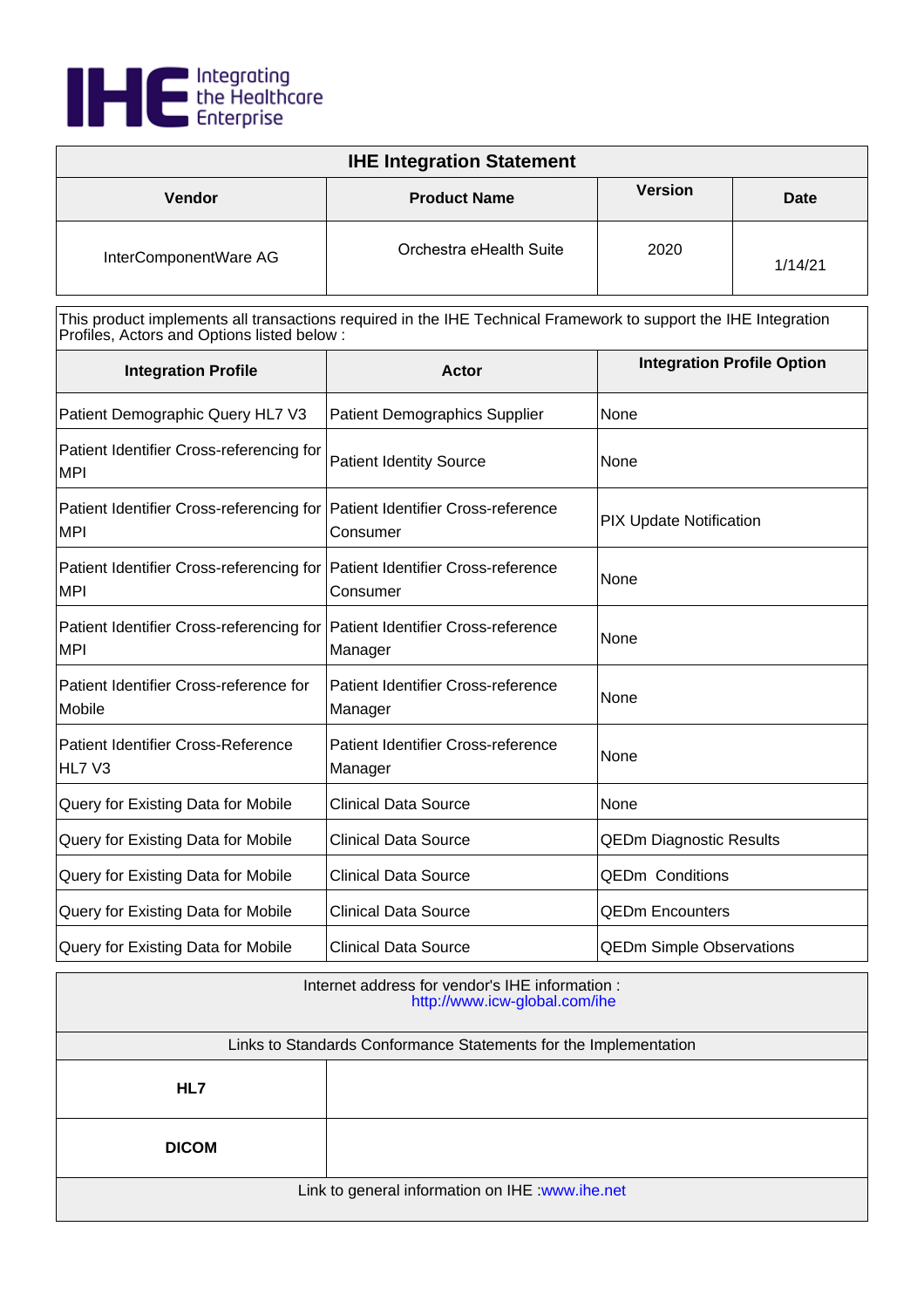Integrating the Healthcare Enterprise

| IHE Integration Statement | | | |
|---|---|---|---|
| **Vendor** | **Product Name** | **Version** | **Date** |
| InterComponentWare AG | Orchestra eHealth Suite | 2020 | 1/14/21 |

This product implements all transactions required in the IHE Technical Framework to support the IHE Integration Profiles, Actors and Options listed below :

| Integration Profile | Actor | Integration Profile Option |
|---|---|---|
| Patient Demographic Query HL7 V3 | Patient Demographics Supplier | None |
| Patient Identifier Cross-referencing for MPI | Patient Identity Source | None |
| Patient Identifier Cross-referencing for MPI | Patient Identifier Cross-reference Consumer | PIX Update Notification |
| Patient Identifier Cross-referencing for MPI | Patient Identifier Cross-reference Consumer | None |
| Patient Identifier Cross-referencing for MPI | Patient Identifier Cross-reference Manager | None |
| Patient Identifier Cross-reference for Mobile | Patient Identifier Cross-reference Manager | None |
| Patient Identifier Cross-Reference HL7 V3 | Patient Identifier Cross-reference Manager | None |
| Query for Existing Data for Mobile | Clinical Data Source | None |
| Query for Existing Data for Mobile | Clinical Data Source | QEDm Diagnostic Results |
| Query for Existing Data for Mobile | Clinical Data Source | QEDm Conditions |
| Query for Existing Data for Mobile | Clinical Data Source | QEDm Encounters |
| Query for Existing Data for Mobile | Clinical Data Source | QEDm Simple Observations |

Internet address for vendor's IHE information : http://www.icw-global.com/ihe

| Links to Standards Conformance Statements for the Implementation | |
|---|---|
| **HL7** | |
| **DICOM** | |

Link to general information on IHE :www.ihe.net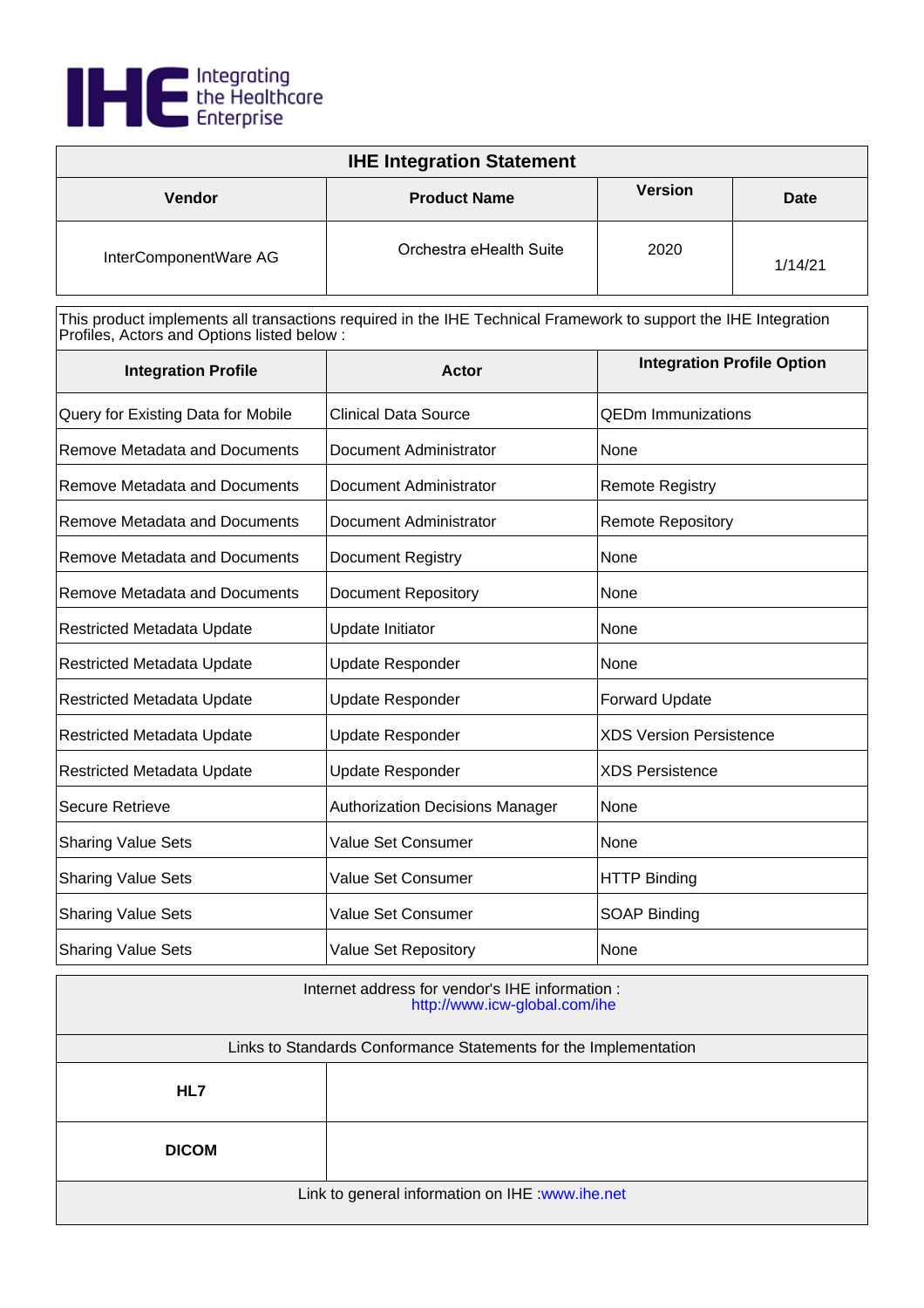IHE Integrating the Healthcare Enterprise

| IHE Integration Statement | | | |
|---|---|---|---|
| **Vendor** | **Product Name** | **Version** | **Date** |
| InterComponentWare AG | Orchestra eHealth Suite | 2020 | 1/14/21 |

This product implements all transactions required in the IHE Technical Framework to support the IHE Integration Profiles, Actors and Options listed below :

| Integration Profile | Actor | Integration Profile Option |
|---|---|---|
| Query for Existing Data for Mobile | Clinical Data Source | QEDm Immunizations |
| Remove Metadata and Documents | Document Administrator | None |
| Remove Metadata and Documents | Document Administrator | Remote Registry |
| Remove Metadata and Documents | Document Administrator | Remote Repository |
| Remove Metadata and Documents | Document Registry | None |
| Remove Metadata and Documents | Document Repository | None |
| Restricted Metadata Update | Update Initiator | None |
| Restricted Metadata Update | Update Responder | None |
| Restricted Metadata Update | Update Responder | Forward Update |
| Restricted Metadata Update | Update Responder | XDS Version Persistence |
| Restricted Metadata Update | Update Responder | XDS Persistence |
| Secure Retrieve | Authorization Decisions Manager | None |
| Sharing Value Sets | Value Set Consumer | None |
| Sharing Value Sets | Value Set Consumer | HTTP Binding |
| Sharing Value Sets | Value Set Consumer | SOAP Binding |
| Sharing Value Sets | Value Set Repository | None |

Internet address for vendor's IHE information : http://www.icw-global.com/ihe

| Links to Standards Conformance Statements for the Implementation | |
|---|---|
| **HL7** | |
| **DICOM** | |

Link to general information on IHE :www.ihe.net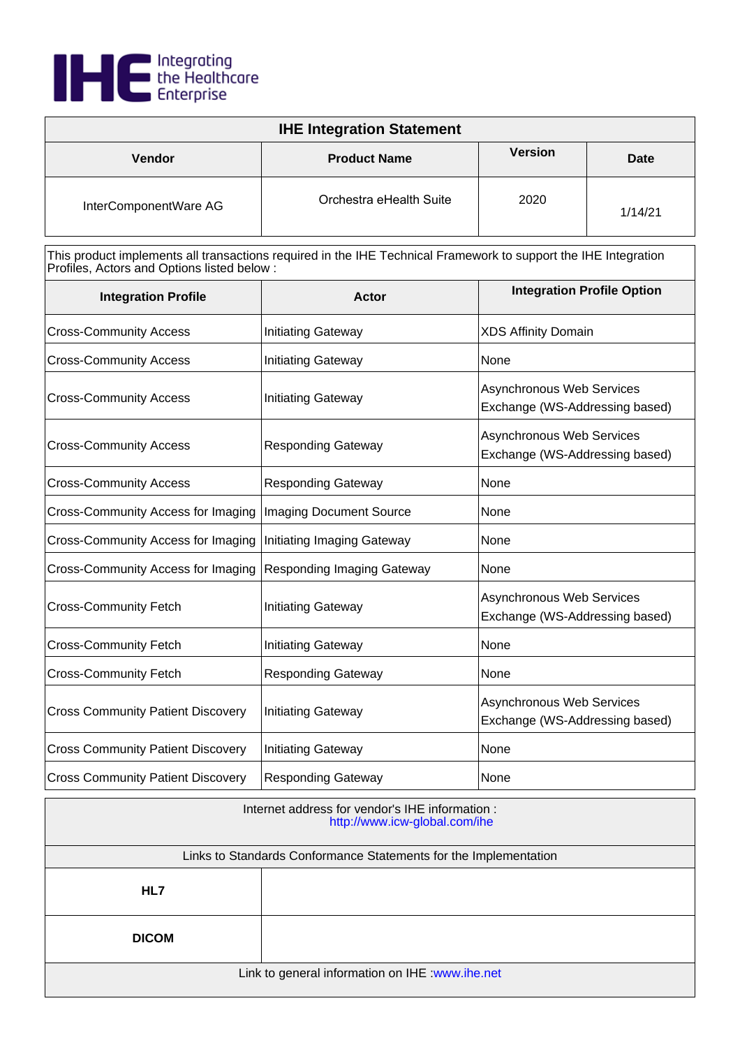Integrating the Healthcare Enterprise

# IHE Integration Statement

| Vendor | Product Name | Version | Date |
|---|---|---|---|
| InterComponentWare AG | Orchestra eHealth Suite | 2020 | 1/14/21 |

This product implements all transactions required in the IHE Technical Framework to support the IHE Integration Profiles, Actors and Options listed below :

| Integration Profile | Actor | Integration Profile Option |
|---|---|---|
| Cross-Community Access | Initiating Gateway | XDS Affinity Domain |
| Cross-Community Access | Initiating Gateway | None |
| Cross-Community Access | Initiating Gateway | Asynchronous Web Services Exchange (WS-Addressing based) |
| Cross-Community Access | Responding Gateway | Asynchronous Web Services Exchange (WS-Addressing based) |
| Cross-Community Access | Responding Gateway | None |
| Cross-Community Access for Imaging | Imaging Document Source | None |
| Cross-Community Access for Imaging | Initiating Imaging Gateway | None |
| Cross-Community Access for Imaging | Responding Imaging Gateway | None |
| Cross-Community Fetch | Initiating Gateway | Asynchronous Web Services Exchange (WS-Addressing based) |
| Cross-Community Fetch | Initiating Gateway | None |
| Cross-Community Fetch | Responding Gateway | None |
| Cross Community Patient Discovery | Initiating Gateway | Asynchronous Web Services Exchange (WS-Addressing based) |
| Cross Community Patient Discovery | Initiating Gateway | None |
| Cross Community Patient Discovery | Responding Gateway | None |

Internet address for vendor's IHE information : http://www.icw-global.com/ihe

| Links to Standards Conformance Statements for the Implementation | |
|---|---|
| **HL7** | |
| **DICOM** | |

Link to general information on IHE :www.ihe.net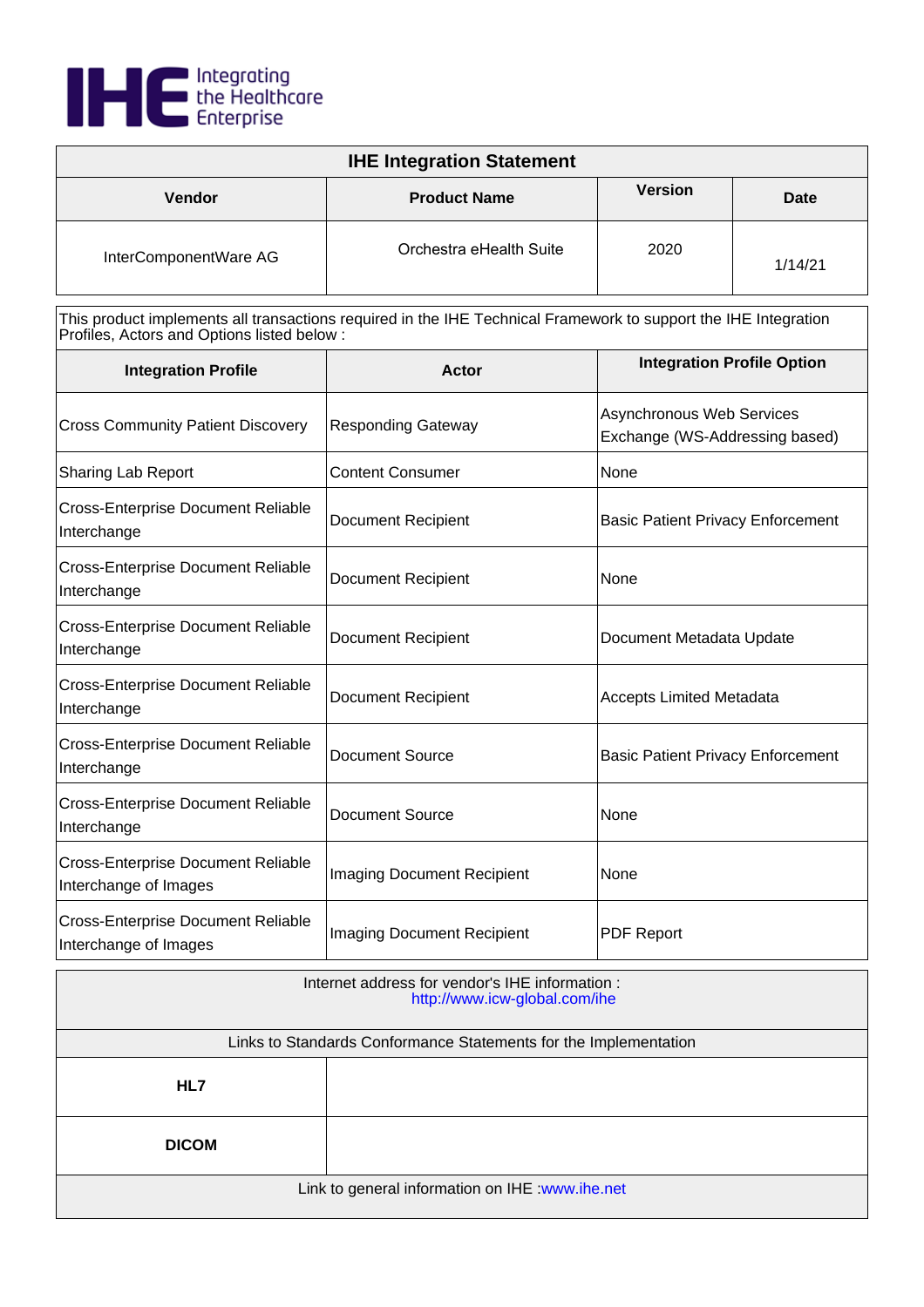IHE Integrating the Healthcare Enterprise

| IHE Integration Statement | | | |
|---|---|---|---|
| **Vendor** | **Product Name** | **Version** | **Date** |
| InterComponentWare AG | Orchestra eHealth Suite | 2020 | 1/14/21 |

This product implements all transactions required in the IHE Technical Framework to support the IHE Integration Profiles, Actors and Options listed below :

| Integration Profile | Actor | Integration Profile Option |
|---|---|---|
| Cross Community Patient Discovery | Responding Gateway | Asynchronous Web Services Exchange (WS-Addressing based) |
| Sharing Lab Report | Content Consumer | None |
| Cross-Enterprise Document Reliable Interchange | Document Recipient | Basic Patient Privacy Enforcement |
| Cross-Enterprise Document Reliable Interchange | Document Recipient | None |
| Cross-Enterprise Document Reliable Interchange | Document Recipient | Document Metadata Update |
| Cross-Enterprise Document Reliable Interchange | Document Recipient | Accepts Limited Metadata |
| Cross-Enterprise Document Reliable Interchange | Document Source | Basic Patient Privacy Enforcement |
| Cross-Enterprise Document Reliable Interchange | Document Source | None |
| Cross-Enterprise Document Reliable Interchange of Images | Imaging Document Recipient | None |
| Cross-Enterprise Document Reliable Interchange of Images | Imaging Document Recipient | PDF Report |

| Internet address for vendor's IHE information : http://www.icw-global.com/ihe | |
|---|---|
| Links to Standards Conformance Statements for the Implementation | |
| **HL7** | |
| **DICOM** | |
| Link to general information on IHE :www.ihe.net | |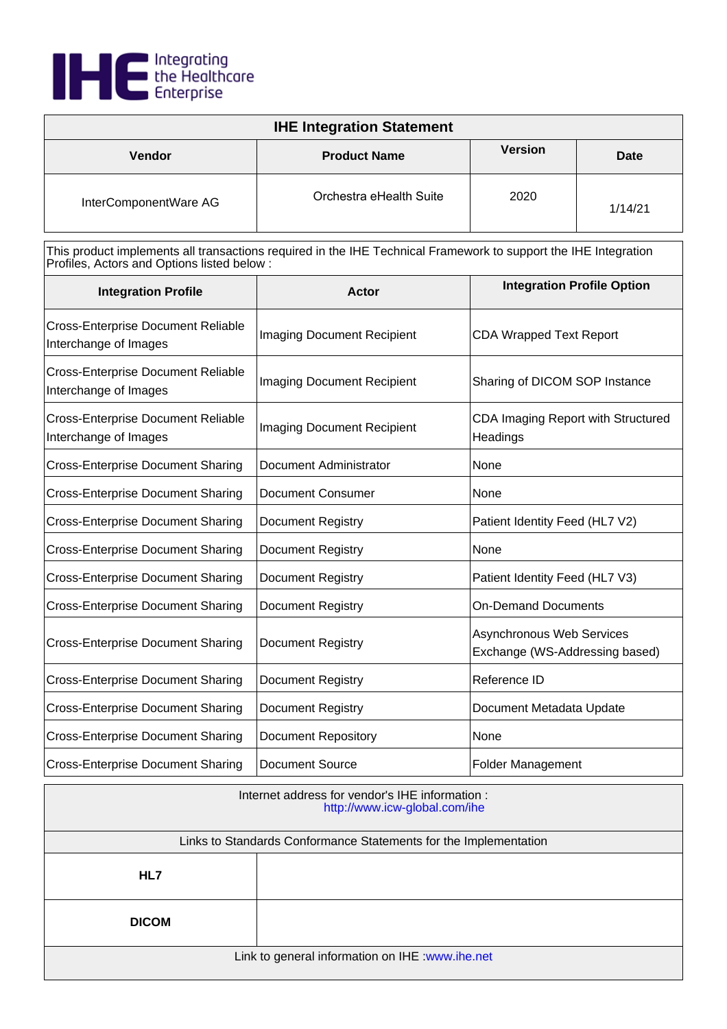IHE Integrating the Healthcare Enterprise

| IHE Integration Statement | | | |
|---|---|---|---|
| **Vendor** | **Product Name** | **Version** | **Date** |
| InterComponentWare AG | Orchestra eHealth Suite | 2020 | 1/14/21 |

This product implements all transactions required in the IHE Technical Framework to support the IHE Integration Profiles, Actors and Options listed below :

| Integration Profile | Actor | Integration Profile Option |
|---|---|---|
| Cross-Enterprise Document Reliable Interchange of Images | Imaging Document Recipient | CDA Wrapped Text Report |
| Cross-Enterprise Document Reliable Interchange of Images | Imaging Document Recipient | Sharing of DICOM SOP Instance |
| Cross-Enterprise Document Reliable Interchange of Images | Imaging Document Recipient | CDA Imaging Report with Structured Headings |
| Cross-Enterprise Document Sharing | Document Administrator | None |
| Cross-Enterprise Document Sharing | Document Consumer | None |
| Cross-Enterprise Document Sharing | Document Registry | Patient Identity Feed (HL7 V2) |
| Cross-Enterprise Document Sharing | Document Registry | None |
| Cross-Enterprise Document Sharing | Document Registry | Patient Identity Feed (HL7 V3) |
| Cross-Enterprise Document Sharing | Document Registry | On-Demand Documents |
| Cross-Enterprise Document Sharing | Document Registry | Asynchronous Web Services Exchange (WS-Addressing based) |
| Cross-Enterprise Document Sharing | Document Registry | Reference ID |
| Cross-Enterprise Document Sharing | Document Registry | Document Metadata Update |
| Cross-Enterprise Document Sharing | Document Repository | None |
| Cross-Enterprise Document Sharing | Document Source | Folder Management |

Internet address for vendor's IHE information : http://www.icw-global.com/ihe

| Links to Standards Conformance Statements for the Implementation | |
|---|---|
| **HL7** | |
| **DICOM** | |

Link to general information on IHE :www.ihe.net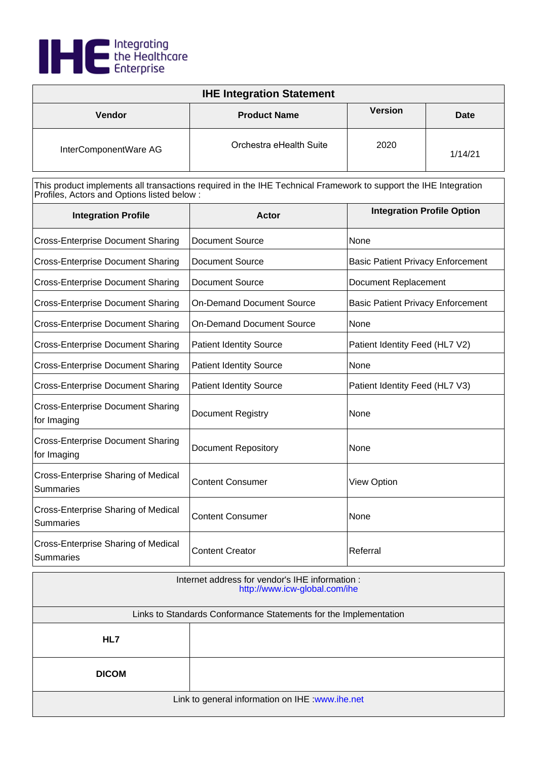# IHE Integration Statement

| Vendor | Product Name | Version | Date |
|---|---|---|---|
| InterComponentWare AG | Orchestra eHealth Suite | 2020 | 1/14/21 |

This product implements all transactions required in the IHE Technical Framework to support the IHE Integration Profiles, Actors and Options listed below :

| Integration Profile | Actor | Integration Profile Option |
|---|---|---|
| Cross-Enterprise Document Sharing | Document Source | None |
| Cross-Enterprise Document Sharing | Document Source | Basic Patient Privacy Enforcement |
| Cross-Enterprise Document Sharing | Document Source | Document Replacement |
| Cross-Enterprise Document Sharing | On-Demand Document Source | Basic Patient Privacy Enforcement |
| Cross-Enterprise Document Sharing | On-Demand Document Source | None |
| Cross-Enterprise Document Sharing | Patient Identity Source | Patient Identity Feed (HL7 V2) |
| Cross-Enterprise Document Sharing | Patient Identity Source | None |
| Cross-Enterprise Document Sharing | Patient Identity Source | Patient Identity Feed (HL7 V3) |
| Cross-Enterprise Document Sharing for Imaging | Document Registry | None |
| Cross-Enterprise Document Sharing for Imaging | Document Repository | None |
| Cross-Enterprise Sharing of Medical Summaries | Content Consumer | View Option |
| Cross-Enterprise Sharing of Medical Summaries | Content Consumer | None |
| Cross-Enterprise Sharing of Medical Summaries | Content Creator | Referral |

Internet address for vendor's IHE information : http://www.icw-global.com/ihe

| Links to Standards Conformance Statements for the Implementation | |
|---|---|
| **HL7** | |
| **DICOM** | |

Link to general information on IHE :www.ihe.net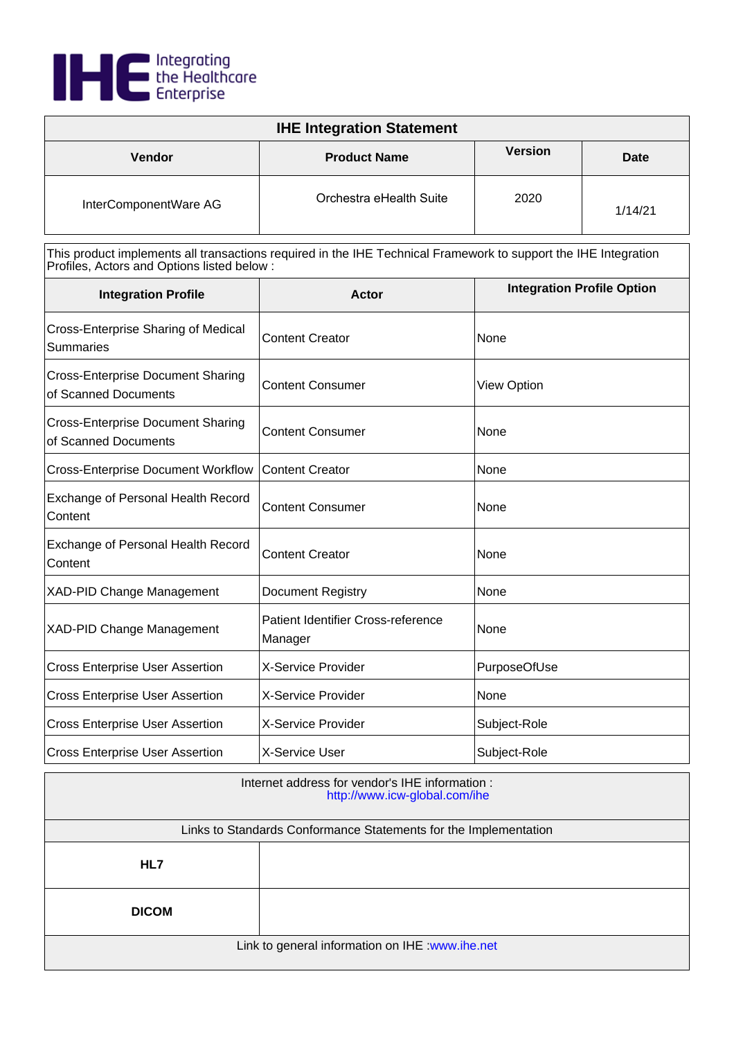IHE Integrating the Healthcare Enterprise

| IHE Integration Statement | | | |
|---|---|---|---|
| **Vendor** | **Product Name** | **Version** | **Date** |
| InterComponentWare AG | Orchestra eHealth Suite | 2020 | 1/14/21 |

This product implements all transactions required in the IHE Technical Framework to support the IHE Integration Profiles, Actors and Options listed below :

| Integration Profile | Actor | Integration Profile Option |
|---|---|---|
| Cross-Enterprise Sharing of Medical Summaries | Content Creator | None |
| Cross-Enterprise Document Sharing of Scanned Documents | Content Consumer | View Option |
| Cross-Enterprise Document Sharing of Scanned Documents | Content Consumer | None |
| Cross-Enterprise Document Workflow | Content Creator | None |
| Exchange of Personal Health Record Content | Content Consumer | None |
| Exchange of Personal Health Record Content | Content Creator | None |
| XAD-PID Change Management | Document Registry | None |
| XAD-PID Change Management | Patient Identifier Cross-reference Manager | None |
| Cross Enterprise User Assertion | X-Service Provider | PurposeOfUse |
| Cross Enterprise User Assertion | X-Service Provider | None |
| Cross Enterprise User Assertion | X-Service Provider | Subject-Role |
| Cross Enterprise User Assertion | X-Service User | Subject-Role |

Internet address for vendor's IHE information : http://www.icw-global.com/ihe

| Links to Standards Conformance Statements for the Implementation | |
|---|---|
| **HL7** | |
| **DICOM** | |

Link to general information on IHE :www.ihe.net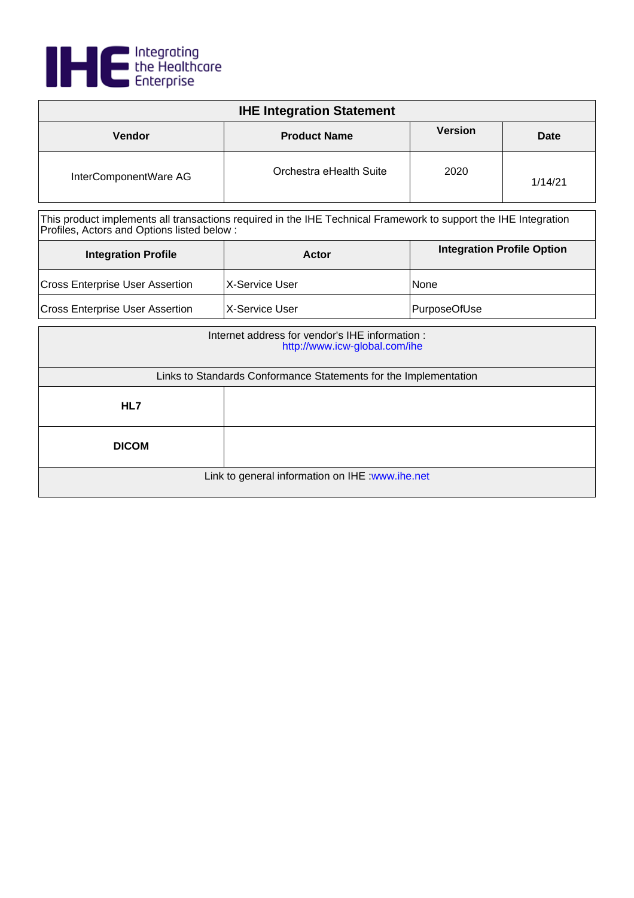IHE Integrating the Healthcare Enterprise

| IHE Integration Statement | | | |
|---|---|---|---|
| **Vendor** | **Product Name** | **Version** | **Date** |
| InterComponentWare AG | Orchestra eHealth Suite | 2020 | 1/14/21 |

This product implements all transactions required in the IHE Technical Framework to support the IHE Integration Profiles, Actors and Options listed below :

| Integration Profile | Actor | Integration Profile Option |
|---|---|---|
| Cross Enterprise User Assertion | X-Service User | None |
| Cross Enterprise User Assertion | X-Service User | PurposeOfUse |

Internet address for vendor's IHE information : http://www.icw-global.com/ihe

| Links to Standards Conformance Statements for the Implementation | |
|---|---|
| **HL7** | |
| **DICOM** | |

Link to general information on IHE :www.ihe.net